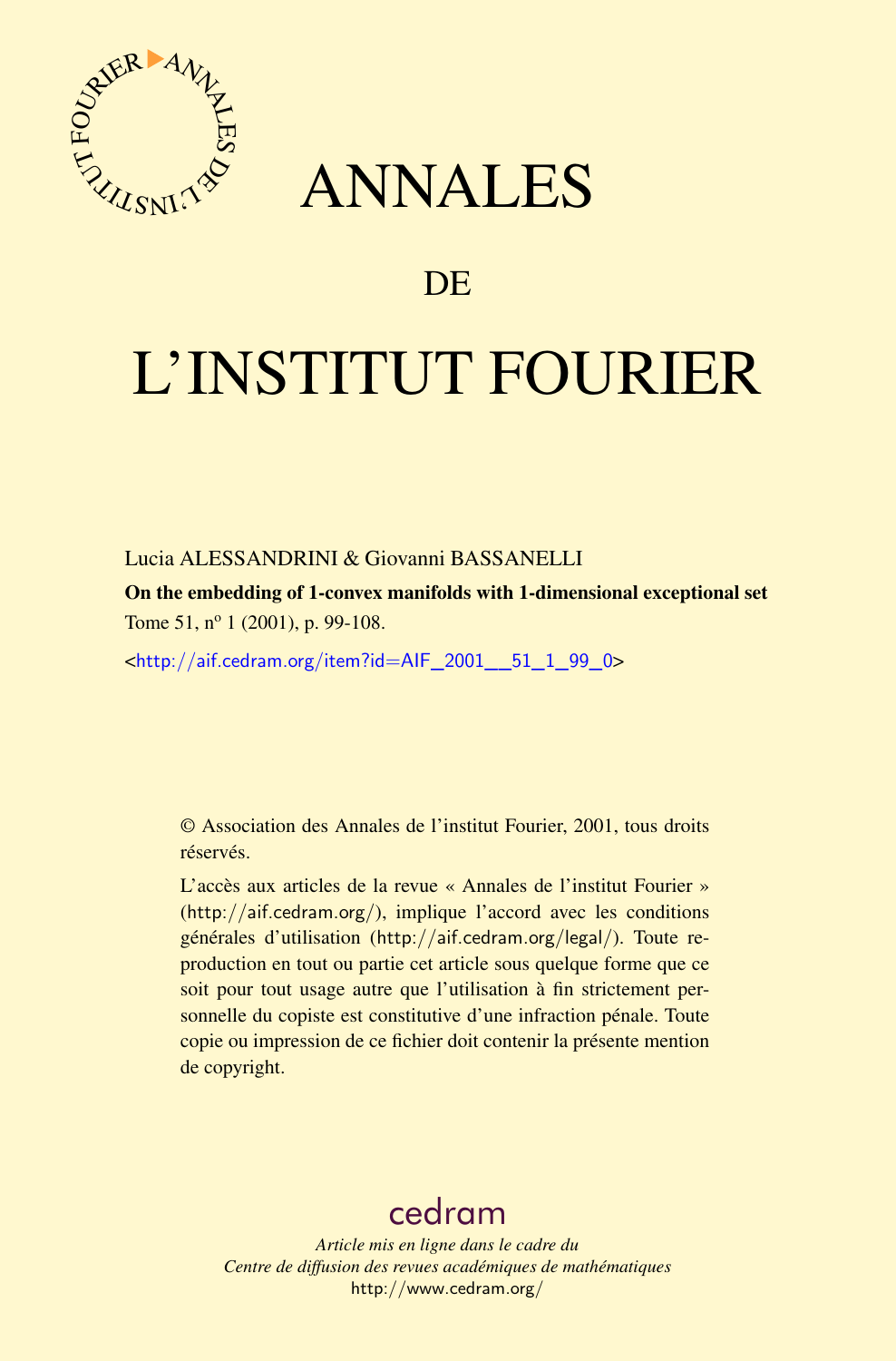# ANNALES

## DE

# L'INSTITUT FOURIER

Lucia ALESSANDRINI & Giovanni BASSANELLI

**On the embedding of 1-convex manifolds with 1-dimensional exceptional set**

Tome 51, nº 1 (2001), p. 99-108.

<http://aif.cedram.org/item?id=AIF_2001__51_1_99_0>

© Association des Annales de l'institut Fourier, 2001, tous droits réservés.

L'accès aux articles de la revue « Annales de l'institut Fourier » (http://aif.cedram.org/), implique l'accord avec les conditions générales d'utilisation (http://aif.cedram.org/legal/). Toute reproduction en tout ou partie cet article sous quelque forme que ce soit pour tout usage autre que l'utilisation à fin strictement personnelle du copiste est constitutive d'une infraction pénale. Toute copie ou impression de ce fichier doit contenir la présente mention de copyright.

cedram

*Article mis en ligne dans le cadre du*
*Centre de diffusion des revues académiques de mathématiques*
http://www.cedram.org/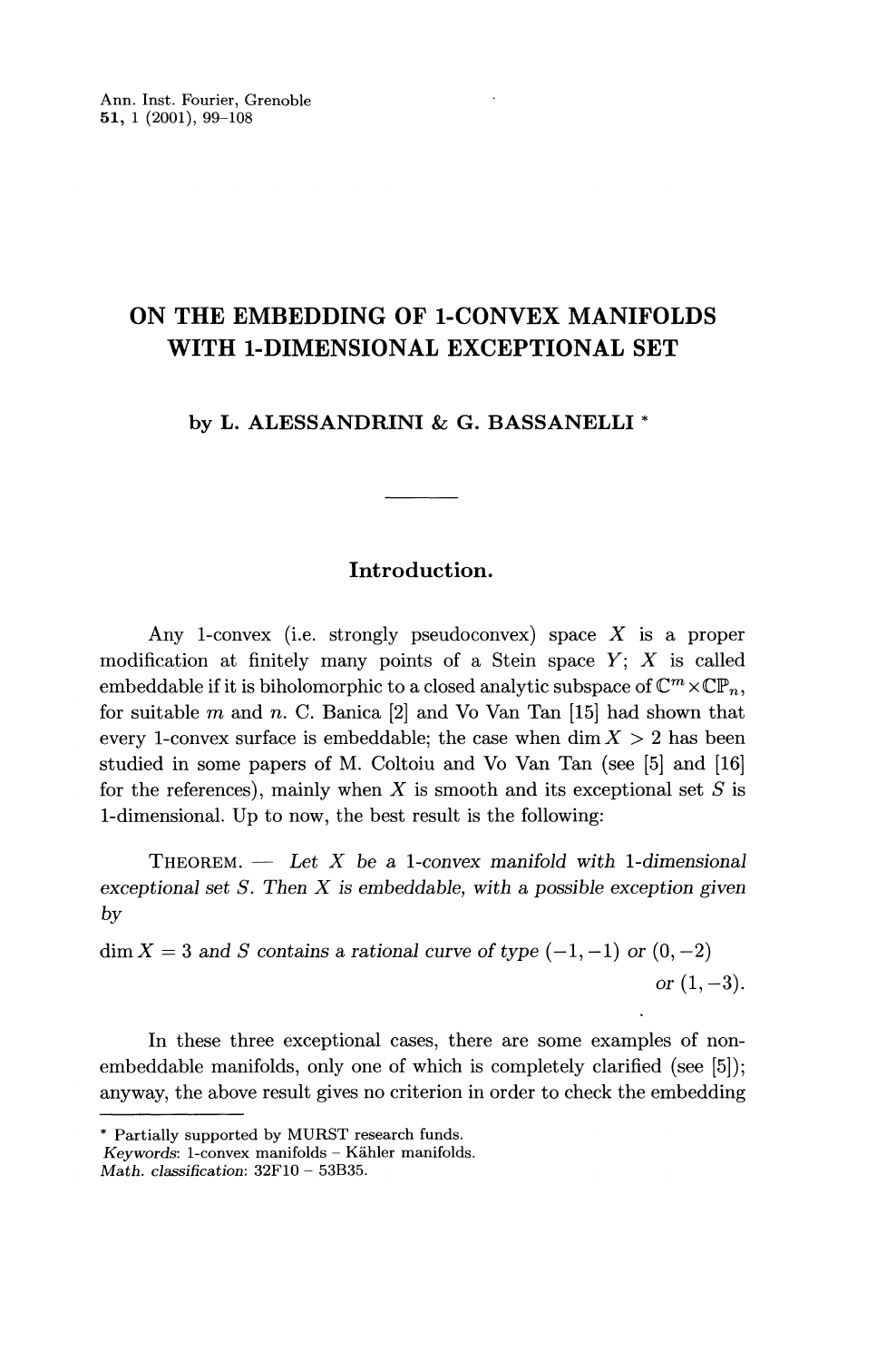# ON THE EMBEDDING OF 1-CONVEX MANIFOLDS WITH 1-DIMENSIONAL EXCEPTIONAL SET

**by L. ALESSANDRINI & G. BASSANELLI** *

## Introduction.

Any 1-convex (i.e. strongly pseudoconvex) space $X$ is a proper modification at finitely many points of a Stein space $Y$; $X$ is called embeddable if it is biholomorphic to a closed analytic subspace of $\mathbb{C}^m \times \mathbb{CP}_n$, for suitable $m$ and $n$. C. Banica [2] and Vo Van Tan [15] had shown that every 1-convex surface is embeddable; the case when $\dim X > 2$ has been studied in some papers of M. Coltoiu and Vo Van Tan (see [5] and [16] for the references), mainly when $X$ is smooth and its exceptional set $S$ is 1-dimensional. Up to now, the best result is the following:

THEOREM. — *Let $X$ be a 1-convex manifold with 1-dimensional exceptional set $S$. Then $X$ is embeddable, with a possible exception given by*

$\dim X = 3$ *and $S$ contains a rational curve of type $(-1, -1)$ or $(0, -2)$ or $(1, -3)$.*

In these three exceptional cases, there are some examples of non-embeddable manifolds, only one of which is completely clarified (see [5]); anyway, the above result gives no criterion in order to check the embedding

---

* Partially supported by MURST research funds.
*Keywords*: 1-convex manifolds – Kähler manifolds.
*Math. classification*: 32F10 – 53B35.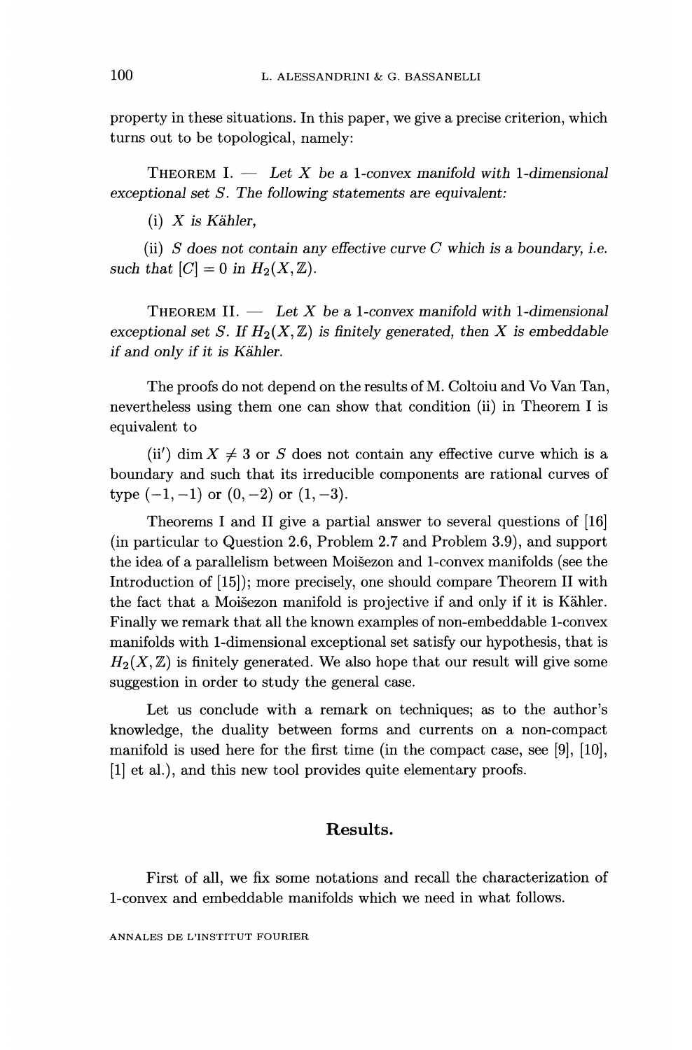property in these situations. In this paper, we give a precise criterion, which turns out to be topological, namely:

THEOREM I. — *Let $X$ be a 1-convex manifold with 1-dimensional exceptional set $S$. The following statements are equivalent:*

(i) *$X$ is Kähler,*

(ii) *$S$ does not contain any effective curve $C$ which is a boundary, i.e. such that $[C] = 0$ in $H_2(X, \mathbb{Z})$.*

THEOREM II. — *Let $X$ be a 1-convex manifold with 1-dimensional exceptional set $S$. If $H_2(X, \mathbb{Z})$ is finitely generated, then $X$ is embeddable if and only if it is Kähler.*

The proofs do not depend on the results of M. Coltoiu and Vo Van Tan, nevertheless using them one can show that condition (ii) in Theorem I is equivalent to

(ii′) $\dim X \neq 3$ or $S$ does not contain any effective curve which is a boundary and such that its irreducible components are rational curves of type $(-1, -1)$ or $(0, -2)$ or $(1, -3)$.

Theorems I and II give a partial answer to several questions of [16] (in particular to Question 2.6, Problem 2.7 and Problem 3.9), and support the idea of a parallelism between Moišezon and 1-convex manifolds (see the Introduction of [15]); more precisely, one should compare Theorem II with the fact that a Moišezon manifold is projective if and only if it is Kähler. Finally we remark that all the known examples of non-embeddable 1-convex manifolds with 1-dimensional exceptional set satisfy our hypothesis, that is $H_2(X, \mathbb{Z})$ is finitely generated. We also hope that our result will give some suggestion in order to study the general case.

Let us conclude with a remark on techniques; as to the author's knowledge, the duality between forms and currents on a non-compact manifold is used here for the first time (in the compact case, see [9], [10], [1] et al.), and this new tool provides quite elementary proofs.

## Results.

First of all, we fix some notations and recall the characterization of 1-convex and embeddable manifolds which we need in what follows.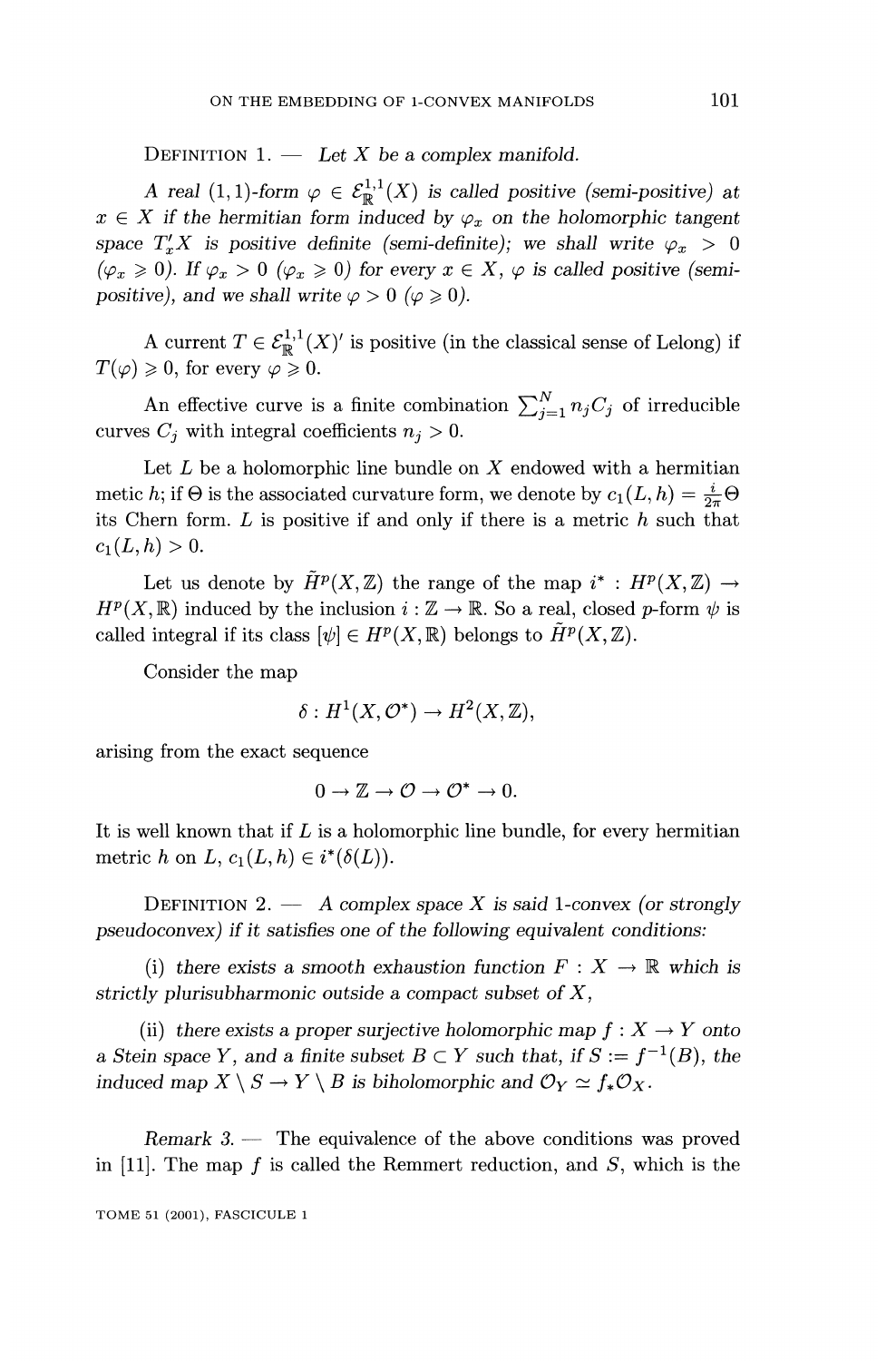DEFINITION 1. — *Let $X$ be a complex manifold.*

*A real $(1,1)$-form $\varphi \in \mathcal{E}^{1,1}_{\mathbb{R}}(X)$ is called positive (semi-positive) at $x \in X$ if the hermitian form induced by $\varphi_x$ on the holomorphic tangent space $T'_x X$ is positive definite (semi-definite); we shall write $\varphi_x > 0$ ($\varphi_x \geqslant 0$). If $\varphi_x > 0$ ($\varphi_x \geqslant 0$) for every $x \in X$, $\varphi$ is called positive (semi-positive), and we shall write $\varphi > 0$ ($\varphi \geqslant 0$).*

A current $T \in \mathcal{E}^{1,1}_{\mathbb{R}}(X)'$ is positive (in the classical sense of Lelong) if $T(\varphi) \geqslant 0$, for every $\varphi \geqslant 0$.

An effective curve is a finite combination $\sum_{j=1}^{N} n_j C_j$ of irreducible curves $C_j$ with integral coefficients $n_j > 0$.

Let $L$ be a holomorphic line bundle on $X$ endowed with a hermitian metic $h$; if $\Theta$ is the associated curvature form, we denote by $c_1(L,h) = \frac{i}{2\pi}\Theta$ its Chern form. $L$ is positive if and only if there is a metric $h$ such that $c_1(L,h) > 0$.

Let us denote by $\tilde{H}^p(X,\mathbb{Z})$ the range of the map $i^* : H^p(X,\mathbb{Z}) \to H^p(X,\mathbb{R})$ induced by the inclusion $i : \mathbb{Z} \to \mathbb{R}$. So a real, closed $p$-form $\psi$ is called integral if its class $[\psi] \in H^p(X,\mathbb{R})$ belongs to $\tilde{H}^p(X,\mathbb{Z})$.

Consider the map

$$\delta : H^1(X,\mathcal{O}^*) \to H^2(X,\mathbb{Z}),$$

arising from the exact sequence

$$0 \to \mathbb{Z} \to \mathcal{O} \to \mathcal{O}^* \to 0.$$

It is well known that if $L$ is a holomorphic line bundle, for every hermitian metric $h$ on $L$, $c_1(L,h) \in i^*(\delta(L))$.

DEFINITION 2. — *A complex space $X$ is said 1-convex (or strongly pseudoconvex) if it satisfies one of the following equivalent conditions:*

(i) *there exists a smooth exhaustion function $F : X \to \mathbb{R}$ which is strictly plurisubharmonic outside a compact subset of $X$,*

(ii) *there exists a proper surjective holomorphic map $f : X \to Y$ onto a Stein space $Y$, and a finite subset $B \subset Y$ such that, if $S := f^{-1}(B)$, the induced map $X \setminus S \to Y \setminus B$ is biholomorphic and $\mathcal{O}_Y \simeq f_*\mathcal{O}_X$.*

*Remark 3.* — The equivalence of the above conditions was proved in [11]. The map $f$ is called the Remmert reduction, and $S$, which is the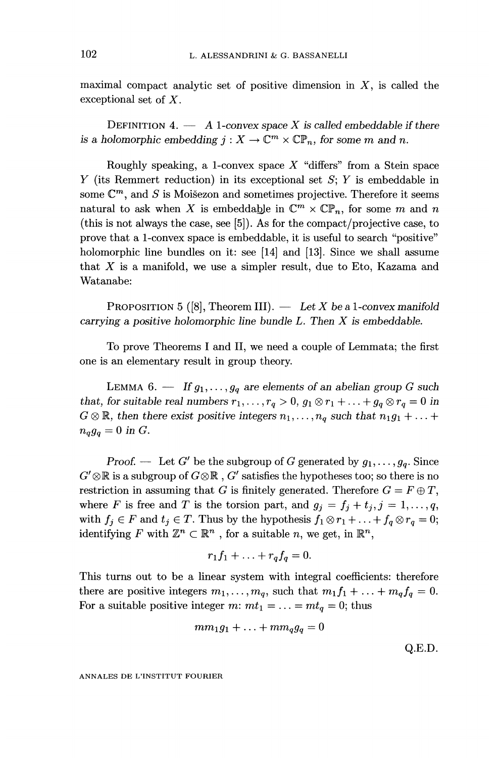maximal compact analytic set of positive dimension in $X$, is called the exceptional set of $X$.

DEFINITION 4. — *A 1-convex space $X$ is called embeddable if there is a holomorphic embedding $j : X \to \mathbb{C}^m \times \mathbb{CP}_n$, for some $m$ and $n$.*

Roughly speaking, a 1-convex space $X$ "differs" from a Stein space $Y$ (its Remmert reduction) in its exceptional set $S$; $Y$ is embeddable in some $\mathbb{C}^m$, and $S$ is Moišezon and sometimes projective. Therefore it seems natural to ask when $X$ is embeddable in $\mathbb{C}^m \times \mathbb{CP}_n$, for some $m$ and $n$ (this is not always the case, see [5]). As for the compact/projective case, to prove that a 1-convex space is embeddable, it is useful to search "positive" holomorphic line bundles on it: see [14] and [13]. Since we shall assume that $X$ is a manifold, we use a simpler result, due to Eto, Kazama and Watanabe:

PROPOSITION 5 ([8], Theorem III). — *Let $X$ be a 1-convex manifold carrying a positive holomorphic line bundle $L$. Then $X$ is embeddable.*

To prove Theorems I and II, we need a couple of Lemmata; the first one is an elementary result in group theory.

LEMMA 6. — *If $g_1, \ldots, g_q$ are elements of an abelian group $G$ such that, for suitable real numbers $r_1, \ldots, r_q > 0$, $g_1 \otimes r_1 + \ldots + g_q \otimes r_q = 0$ in $G \otimes \mathbb{R}$, then there exist positive integers $n_1, \ldots, n_q$ such that $n_1 g_1 + \ldots + n_q g_q = 0$ in $G$.*

*Proof.* — Let $G'$ be the subgroup of $G$ generated by $g_1, \ldots, g_q$. Since $G' \otimes \mathbb{R}$ is a subgroup of $G \otimes \mathbb{R}$, $G'$ satisfies the hypotheses too; so there is no restriction in assuming that $G$ is finitely generated. Therefore $G = F \oplus T$, where $F$ is free and $T$ is the torsion part, and $g_j = f_j + t_j, j = 1, \ldots, q$, with $f_j \in F$ and $t_j \in T$. Thus by the hypothesis $f_1 \otimes r_1 + \ldots + f_q \otimes r_q = 0$; identifying $F$ with $\mathbb{Z}^n \subset \mathbb{R}^n$, for a suitable $n$, we get, in $\mathbb{R}^n$,

$$r_1 f_1 + \ldots + r_q f_q = 0.$$

This turns out to be a linear system with integral coefficients: therefore there are positive integers $m_1, \ldots, m_q$, such that $m_1 f_1 + \ldots + m_q f_q = 0$. For a suitable positive integer $m$: $m t_1 = \ldots = m t_q = 0$; thus

$$m m_1 g_1 + \ldots + m m_q g_q = 0$$

Q.E.D.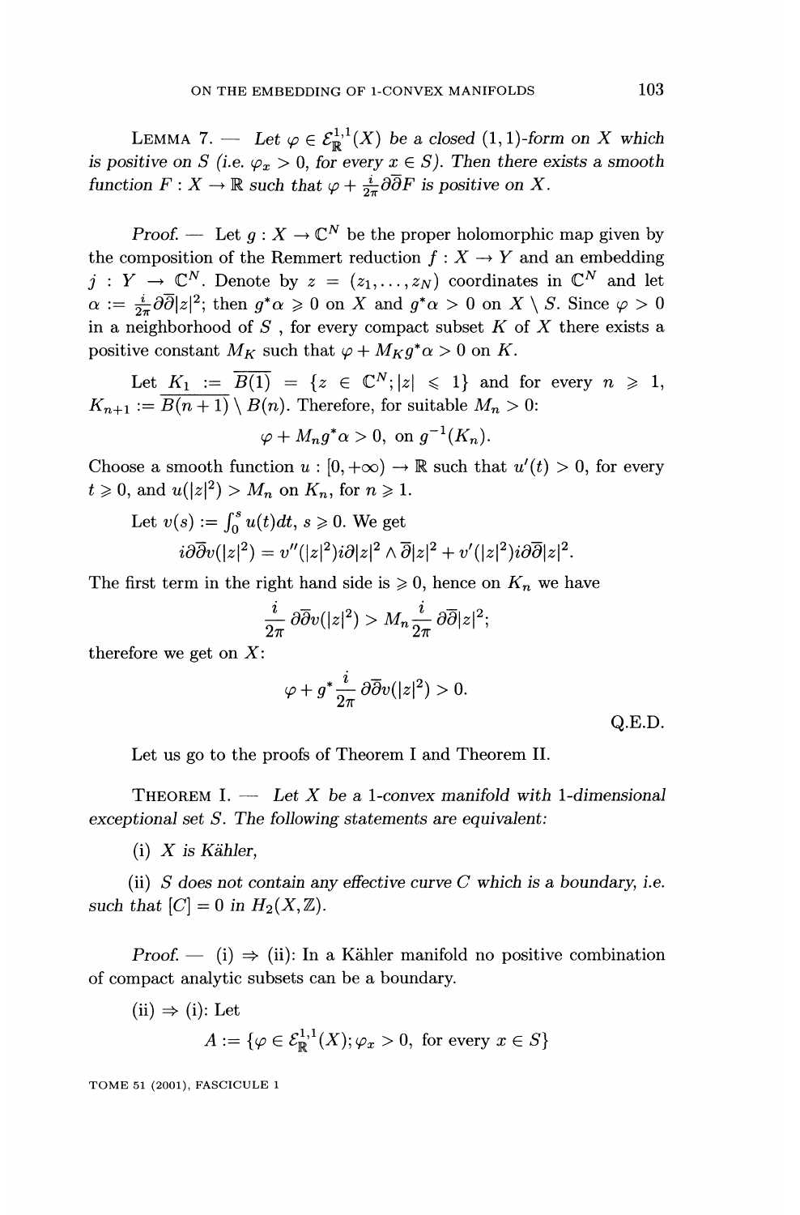**Lemma 7.** — *Let $\varphi \in \mathcal{E}^{1,1}_{\mathbb{R}}(X)$ be a closed $(1,1)$-form on $X$ which is positive on $S$ (i.e. $\varphi_x > 0$, for every $x \in S$). Then there exists a smooth function $F : X \to \mathbb{R}$ such that $\varphi + \frac{i}{2\pi}\partial\overline{\partial}F$ is positive on $X$.*

*Proof.* — Let $g : X \to \mathbb{C}^N$ be the proper holomorphic map given by the composition of the Remmert reduction $f : X \to Y$ and an embedding $j : Y \to \mathbb{C}^N$. Denote by $z = (z_1, \ldots, z_N)$ coordinates in $\mathbb{C}^N$ and let $\alpha := \frac{i}{2\pi}\partial\overline{\partial}|z|^2$; then $g^*\alpha \geqslant 0$ on $X$ and $g^*\alpha > 0$ on $X \setminus S$. Since $\varphi > 0$ in a neighborhood of $S$ , for every compact subset $K$ of $X$ there exists a positive constant $M_K$ such that $\varphi + M_K g^*\alpha > 0$ on $K$.

Let $K_1 := \overline{B(1)} = \{z \in \mathbb{C}^N; |z| \leqslant 1\}$ and for every $n \geqslant 1$, $K_{n+1} := \overline{B(n+1)} \setminus B(n)$. Therefore, for suitable $M_n > 0$:

$$\varphi + M_n g^*\alpha > 0, \text{ on } g^{-1}(K_n).$$

Choose a smooth function $u : [0, +\infty) \to \mathbb{R}$ such that $u'(t) > 0$, for every $t \geqslant 0$, and $u(|z|^2) > M_n$ on $K_n$, for $n \geqslant 1$.

Let $v(s) := \int_0^s u(t)dt$, $s \geqslant 0$. We get

$$i\partial\overline{\partial}v(|z|^2) = v''(|z|^2)i\partial|z|^2 \wedge \overline{\partial}|z|^2 + v'(|z|^2)i\partial\overline{\partial}|z|^2.$$

The first term in the right hand side is $\geqslant 0$, hence on $K_n$ we have

$$\frac{i}{2\pi}\partial\overline{\partial}v(|z|^2) > M_n\frac{i}{2\pi}\partial\overline{\partial}|z|^2;$$

therefore we get on $X$:

$$\varphi + g^*\frac{i}{2\pi}\partial\overline{\partial}v(|z|^2) > 0.$$

Q.E.D.

Let us go to the proofs of Theorem I and Theorem II.

**Theorem I.** — *Let $X$ be a 1-convex manifold with 1-dimensional exceptional set $S$. The following statements are equivalent:*

*(i) $X$ is Kähler,*

*(ii) $S$ does not contain any effective curve $C$ which is a boundary, i.e. such that $[C] = 0$ in $H_2(X, \mathbb{Z})$.*

*Proof.* — (i) $\Rightarrow$ (ii): In a Kähler manifold no positive combination of compact analytic subsets can be a boundary.

(ii) $\Rightarrow$ (i): Let

$$A := \{\varphi \in \mathcal{E}^{1,1}_{\mathbb{R}}(X); \varphi_x > 0, \text{ for every } x \in S\}$$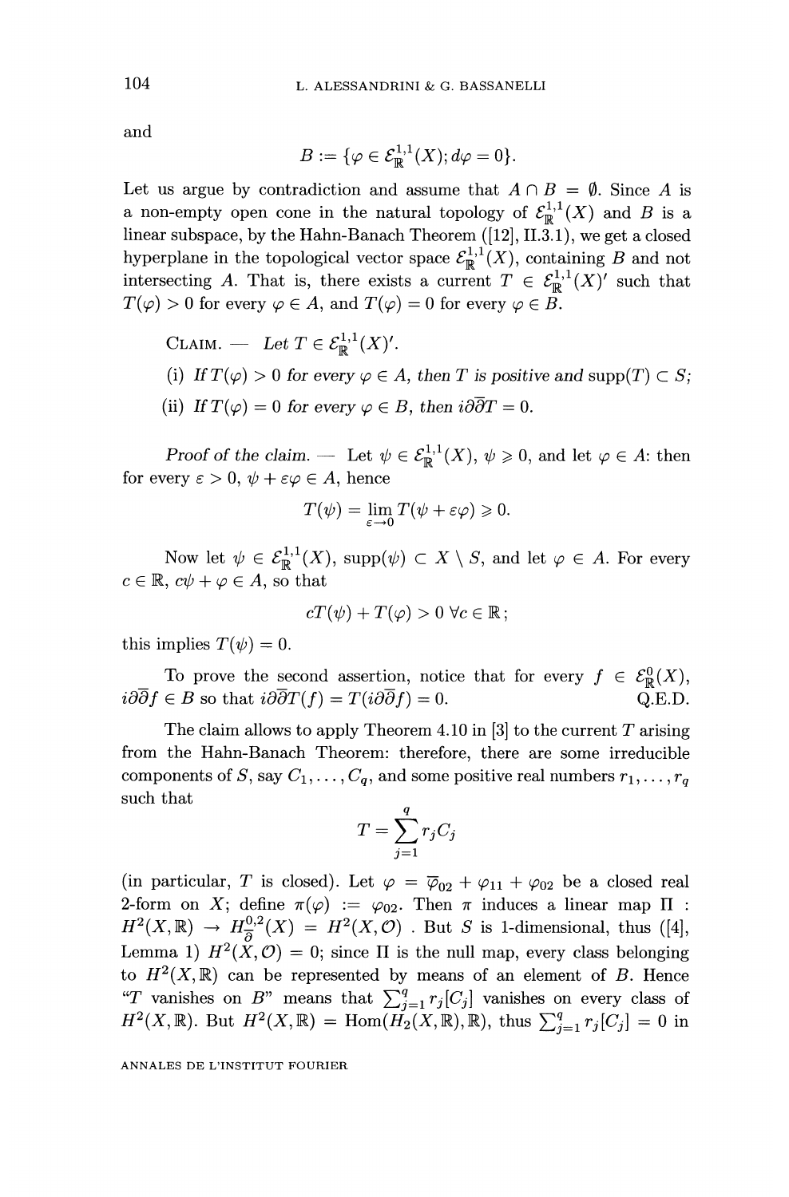and

$$B := \{\varphi \in \mathcal{E}^{1,1}_{\mathbb{R}}(X); d\varphi = 0\}.$$

Let us argue by contradiction and assume that $A \cap B = \emptyset$. Since $A$ is a non-empty open cone in the natural topology of $\mathcal{E}^{1,1}_{\mathbb{R}}(X)$ and $B$ is a linear subspace, by the Hahn-Banach Theorem ([12], II.3.1), we get a closed hyperplane in the topological vector space $\mathcal{E}^{1,1}_{\mathbb{R}}(X)$, containing $B$ and not intersecting $A$. That is, there exists a current $T \in \mathcal{E}^{1,1}_{\mathbb{R}}(X)'$ such that $T(\varphi) > 0$ for every $\varphi \in A$, and $T(\varphi) = 0$ for every $\varphi \in B$.

CLAIM. — *Let $T \in \mathcal{E}^{1,1}_{\mathbb{R}}(X)'$.*

(i) *If $T(\varphi) > 0$ for every $\varphi \in A$, then $T$ is positive and* $\operatorname{supp}(T) \subset S$;

(ii) *If $T(\varphi) = 0$ for every $\varphi \in B$, then $i\partial\overline{\partial}T = 0$.*

*Proof of the claim.* — Let $\psi \in \mathcal{E}^{1,1}_{\mathbb{R}}(X)$, $\psi \geqslant 0$, and let $\varphi \in A$: then for every $\varepsilon > 0$, $\psi + \varepsilon\varphi \in A$, hence

$$T(\psi) = \lim_{\varepsilon \to 0} T(\psi + \varepsilon\varphi) \geqslant 0.$$

Now let $\psi \in \mathcal{E}^{1,1}_{\mathbb{R}}(X)$, $\operatorname{supp}(\psi) \subset X \setminus S$, and let $\varphi \in A$. For every $c \in \mathbb{R}$, $c\psi + \varphi \in A$, so that

$$cT(\psi) + T(\varphi) > 0 \ \forall c \in \mathbb{R};$$

this implies $T(\psi) = 0$.

To prove the second assertion, notice that for every $f \in \mathcal{E}^0_{\mathbb{R}}(X)$, $i\partial\overline{\partial}f \in B$ so that $i\partial\overline{\partial}T(f) = T(i\partial\overline{\partial}f) = 0$. Q.E.D.

The claim allows to apply Theorem 4.10 in [3] to the current $T$ arising from the Hahn-Banach Theorem: therefore, there are some irreducible components of $S$, say $C_1, \ldots, C_q$, and some positive real numbers $r_1, \ldots, r_q$ such that

$$T = \sum_{j=1}^{q} r_j C_j$$

(in particular, $T$ is closed). Let $\varphi = \overline{\varphi}_{02} + \varphi_{11} + \varphi_{02}$ be a closed real 2-form on $X$; define $\pi(\varphi) := \varphi_{02}$. Then $\pi$ induces a linear map $\Pi : H^2(X, \mathbb{R}) \to H^{0,2}_{\overline{\partial}}(X) = H^2(X, \mathcal{O})$ . But $S$ is 1-dimensional, thus ([4], Lemma 1) $H^2(X, \mathcal{O}) = 0$; since $\Pi$ is the null map, every class belonging to $H^2(X, \mathbb{R})$ can be represented by means of an element of $B$. Hence "$T$ vanishes on $B$" means that $\sum_{j=1}^{q} r_j[C_j]$ vanishes on every class of $H^2(X, \mathbb{R})$. But $H^2(X, \mathbb{R}) = \operatorname{Hom}(H_2(X, \mathbb{R}), \mathbb{R})$, thus $\sum_{j=1}^{q} r_j[C_j] = 0$ in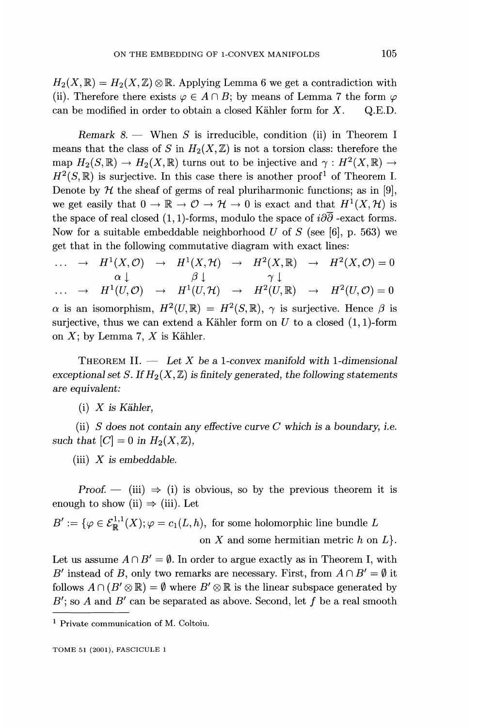$H_2(X,\mathbb{R}) = H_2(X,\mathbb{Z}) \otimes \mathbb{R}$. Applying Lemma 6 we get a contradiction with (ii). Therefore there exists $\varphi \in A \cap B$; by means of Lemma 7 the form $\varphi$ can be modified in order to obtain a closed Kähler form for $X$. Q.E.D.

*Remark 8.* — When $S$ is irreducible, condition (ii) in Theorem I means that the class of $S$ in $H_2(X,\mathbb{Z})$ is not a torsion class: therefore the map $H_2(S,\mathbb{R}) \to H_2(X,\mathbb{R})$ turns out to be injective and $\gamma : H^2(X,\mathbb{R}) \to H^2(S,\mathbb{R})$ is surjective. In this case there is another proof[1] of Theorem I. Denote by $\mathcal{H}$ the sheaf of germs of real pluriharmonic functions; as in [9], we get easily that $0 \to \mathbb{R} \to \mathcal{O} \to \mathcal{H} \to 0$ is exact and that $H^1(X,\mathcal{H})$ is the space of real closed $(1,1)$-forms, modulo the space of $i\partial\overline{\partial}$-exact forms. Now for a suitable embeddable neighborhood $U$ of $S$ (see [6], p. 563) we get that in the following commutative diagram with exact lines:

$$
\begin{array}{ccccccccc}
\dots & \to & H^1(X,\mathcal{O}) & \to & H^1(X,\mathcal{H}) & \to & H^2(X,\mathbb{R}) & \to & H^2(X,\mathcal{O}) = 0 \\
 & & \alpha\downarrow & & \beta\downarrow & & \gamma\downarrow & & \\
\dots & \to & H^1(U,\mathcal{O}) & \to & H^1(U,\mathcal{H}) & \to & H^2(U,\mathbb{R}) & \to & H^2(U,\mathcal{O}) = 0
\end{array}
$$

$\alpha$ is an isomorphism, $H^2(U,\mathbb{R}) = H^2(S,\mathbb{R})$, $\gamma$ is surjective. Hence $\beta$ is surjective, thus we can extend a Kähler form on $U$ to a closed $(1,1)$-form on $X$; by Lemma 7, $X$ is Kähler.

THEOREM II. — *Let $X$ be a 1-convex manifold with 1-dimensional exceptional set $S$. If $H_2(X,\mathbb{Z})$ is finitely generated, the following statements are equivalent:*

(i) *$X$ is Kähler,*

(ii) *$S$ does not contain any effective curve $C$ which is a boundary, i.e. such that $[C] = 0$ in $H_2(X,\mathbb{Z})$,*

(iii) *$X$ is embeddable.*

*Proof.* — (iii) $\Rightarrow$ (i) is obvious, so by the previous theorem it is enough to show (ii) $\Rightarrow$ (iii). Let

$$B' := \{\varphi \in \mathcal{E}^{1,1}_{\mathbb{R}}(X);\, \varphi = c_1(L,h), \text{ for some holomorphic line bundle } L \text{ on } X \text{ and some hermitian metric } h \text{ on } L\}.$$

Let us assume $A \cap B' = \emptyset$. In order to argue exactly as in Theorem I, with $B'$ instead of $B$, only two remarks are necessary. First, from $A \cap B' = \emptyset$ it follows $A \cap (B' \otimes \mathbb{R}) = \emptyset$ where $B' \otimes \mathbb{R}$ is the linear subspace generated by $B'$; so $A$ and $B'$ can be separated as above. Second, let $f$ be a real smooth

[1] Private communication of M. Coltoiu.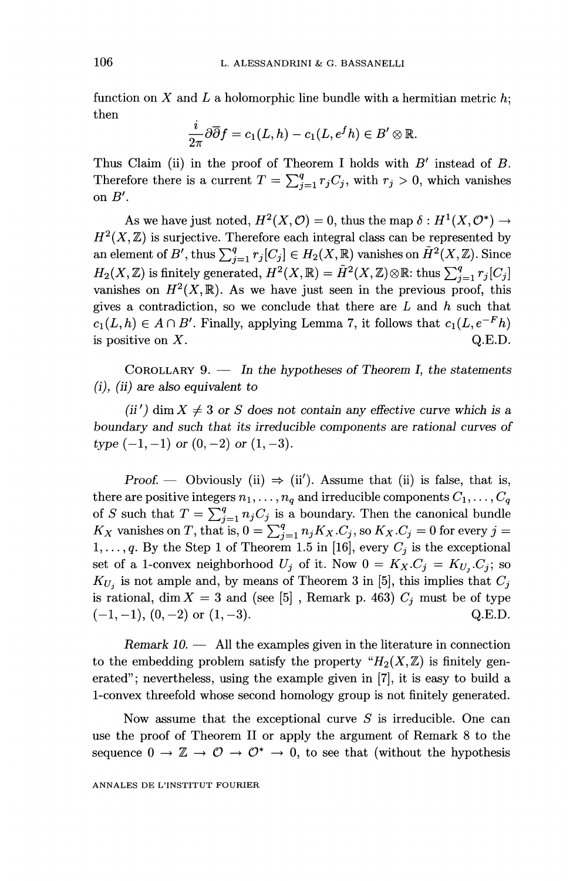function on $X$ and $L$ a holomorphic line bundle with a hermitian metric $h$; then

$$\frac{i}{2\pi}\partial\bar{\partial}f = c_1(L,h) - c_1(L,e^f h) \in B' \otimes \mathbb{R}.$$

Thus Claim (ii) in the proof of Theorem I holds with $B'$ instead of $B$. Therefore there is a current $T = \sum_{j=1}^{q} r_j C_j$, with $r_j > 0$, which vanishes on $B'$.

As we have just noted, $H^2(X,\mathcal{O}) = 0$, thus the map $\delta : H^1(X,\mathcal{O}^*) \to H^2(X,\mathbb{Z})$ is surjective. Therefore each integral class can be represented by an element of $B'$, thus $\sum_{j=1}^{q} r_j[C_j] \in H_2(X,\mathbb{R})$ vanishes on $\tilde{H}^2(X,\mathbb{Z})$. Since $H_2(X,\mathbb{Z})$ is finitely generated, $H^2(X,\mathbb{R}) = \tilde{H}^2(X,\mathbb{Z})\otimes\mathbb{R}$: thus $\sum_{j=1}^{q} r_j[C_j]$ vanishes on $H^2(X,\mathbb{R})$. As we have just seen in the previous proof, this gives a contradiction, so we conclude that there are $L$ and $h$ such that $c_1(L,h) \in A \cap B'$. Finally, applying Lemma 7, it follows that $c_1(L,e^{-F}h)$ is positive on $X$. Q.E.D.

COROLLARY 9. — *In the hypotheses of Theorem I, the statements (i), (ii) are also equivalent to*

*(ii′) $\dim X \neq 3$ or $S$ does not contain any effective curve which is a boundary and such that its irreducible components are rational curves of type $(-1,-1)$ or $(0,-2)$ or $(1,-3)$.*

*Proof.* — Obviously (ii) ⇒ (ii′). Assume that (ii) is false, that is, there are positive integers $n_1,\dots,n_q$ and irreducible components $C_1,\dots,C_q$ of $S$ such that $T = \sum_{j=1}^{q} n_j C_j$ is a boundary. Then the canonical bundle $K_X$ vanishes on $T$, that is, $0 = \sum_{j=1}^{q} n_j K_X.C_j$, so $K_X.C_j = 0$ for every $j = 1,\dots,q$. By the Step 1 of Theorem 1.5 in [16], every $C_j$ is the exceptional set of a 1-convex neighborhood $U_j$ of it. Now $0 = K_X.C_j = K_{U_j}.C_j$; so $K_{U_j}$ is not ample and, by means of Theorem 3 in [5], this implies that $C_j$ is rational, $\dim X = 3$ and (see [5], Remark p. 463) $C_j$ must be of type $(-1,-1)$, $(0,-2)$ or $(1,-3)$. Q.E.D.

*Remark 10.* — All the examples given in the literature in connection to the embedding problem satisfy the property "$H_2(X,\mathbb{Z})$ is finitely generated"; nevertheless, using the example given in [7], it is easy to build a 1-convex threefold whose second homology group is not finitely generated.

Now assume that the exceptional curve $S$ is irreducible. One can use the proof of Theorem II or apply the argument of Remark 8 to the sequence $0 \to \mathbb{Z} \to \mathcal{O} \to \mathcal{O}^* \to 0$, to see that (without the hypothesis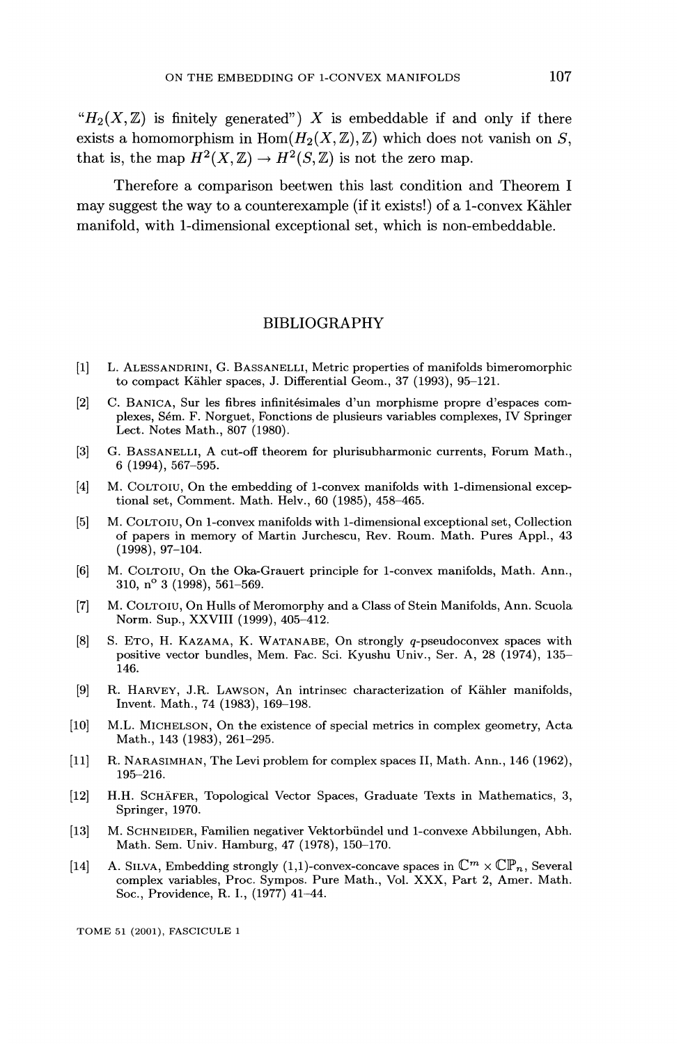"$H_2(X, \mathbb{Z})$ is finitely generated") $X$ is embeddable if and only if there exists a homomorphism in $\mathrm{Hom}(H_2(X, \mathbb{Z}), \mathbb{Z})$ which does not vanish on $S$, that is, the map $H^2(X, \mathbb{Z}) \to H^2(S, \mathbb{Z})$ is not the zero map.

Therefore a comparison beetwen this last condition and Theorem I may suggest the way to a counterexample (if it exists!) of a 1-convex Kähler manifold, with 1-dimensional exceptional set, which is non-embeddable.

## BIBLIOGRAPHY

[1] L. Alessandrini, G. Bassanelli, Metric properties of manifolds bimeromorphic to compact Kähler spaces, J. Differential Geom., 37 (1993), 95–121.

[2] C. Banica, Sur les fibres infinitésimales d'un morphisme propre d'espaces complexes, Sém. F. Norguet, Fonctions de plusieurs variables complexes, IV Springer Lect. Notes Math., 807 (1980).

[3] G. Bassanelli, A cut-off theorem for plurisubharmonic currents, Forum Math., 6 (1994), 567–595.

[4] M. Coltoiu, On the embedding of 1-convex manifolds with 1-dimensional exceptional set, Comment. Math. Helv., 60 (1985), 458–465.

[5] M. Coltoiu, On 1-convex manifolds with 1-dimensional exceptional set, Collection of papers in memory of Martin Jurchescu, Rev. Roum. Math. Pures Appl., 43 (1998), 97–104.

[6] M. Coltoiu, On the Oka-Grauert principle for 1-convex manifolds, Math. Ann., 310, n° 3 (1998), 561–569.

[7] M. Coltoiu, On Hulls of Meromorphy and a Class of Stein Manifolds, Ann. Scuola Norm. Sup., XXVIII (1999), 405–412.

[8] S. Eto, H. Kazama, K. Watanabe, On strongly $q$-pseudoconvex spaces with positive vector bundles, Mem. Fac. Sci. Kyushu Univ., Ser. A, 28 (1974), 135–146.

[9] R. Harvey, J.R. Lawson, An intrinsec characterization of Kähler manifolds, Invent. Math., 74 (1983), 169–198.

[10] M.L. Michelson, On the existence of special metrics in complex geometry, Acta Math., 143 (1983), 261–295.

[11] R. Narasimhan, The Levi problem for complex spaces II, Math. Ann., 146 (1962), 195–216.

[12] H.H. Schäfer, Topological Vector Spaces, Graduate Texts in Mathematics, 3, Springer, 1970.

[13] M. Schneider, Familien negativer Vektorbündel und 1-convexe Abbilungen, Abh. Math. Sem. Univ. Hamburg, 47 (1978), 150–170.

[14] A. Silva, Embedding strongly (1,1)-convex-concave spaces in $\mathbb{C}^m \times \mathbb{CP}_n$, Several complex variables, Proc. Sympos. Pure Math., Vol. XXX, Part 2, Amer. Math. Soc., Providence, R. I., (1977) 41–44.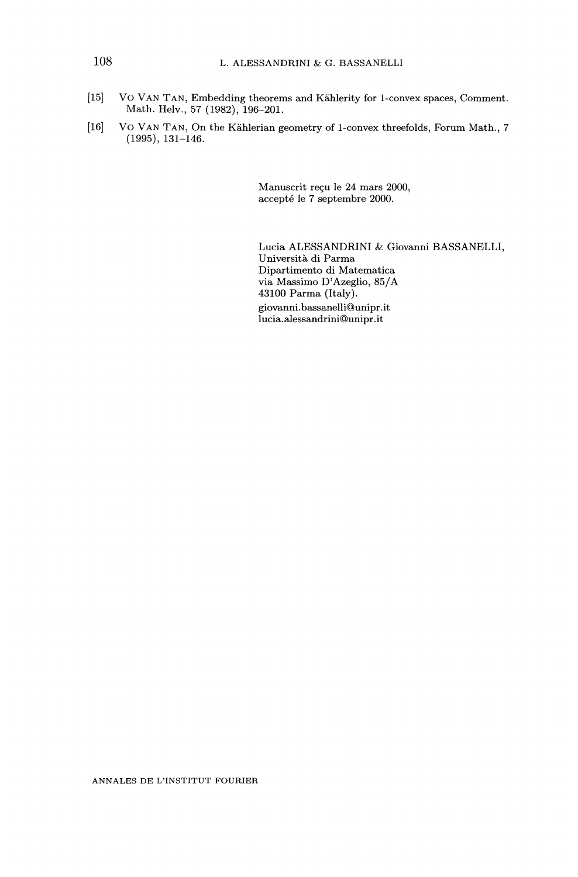[15] VO VAN TAN, Embedding theorems and Kählerity for 1-convex spaces, Comment. Math. Helv., 57 (1982), 196–201.

[16] VO VAN TAN, On the Kählerian geometry of 1-convex threefolds, Forum Math., 7 (1995), 131–146.

Manuscrit reçu le 24 mars 2000,
accepté le 7 septembre 2000.

Lucia ALESSANDRINI & Giovanni BASSANELLI,
Università di Parma
Dipartimento di Matematica
via Massimo D'Azeglio, 85/A
43100 Parma (Italy).
giovanni.bassanelli@unipr.it
lucia.alessandrini@unipr.it